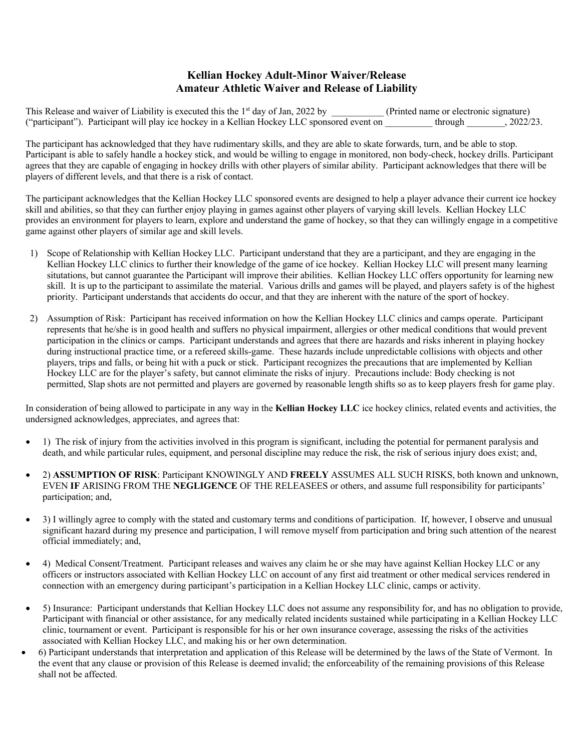## Kellian Hockey Adult-Minor Waiver/Release
## Amateur Athletic Waiver and Release of Liability

This Release and waiver of Liability is executed this the 1st day of Jan, 2022 by ___________ (Printed name or electronic signature) ("participant"). Participant will play ice hockey in a Kellian Hockey LLC sponsored event on __________ through ________, 2022/23.

The participant has acknowledged that they have rudimentary skills, and they are able to skate forwards, turn, and be able to stop. Participant is able to safely handle a hockey stick, and would be willing to engage in monitored, non body-check, hockey drills. Participant agrees that they are capable of engaging in hockey drills with other players of similar ability. Participant acknowledges that there will be players of different levels, and that there is a risk of contact.

The participant acknowledges that the Kellian Hockey LLC sponsored events are designed to help a player advance their current ice hockey skill and abilities, so that they can further enjoy playing in games against other players of varying skill levels. Kellian Hockey LLC provides an environment for players to learn, explore and understand the game of hockey, so that they can willingly engage in a competitive game against other players of similar age and skill levels.

1) Scope of Relationship with Kellian Hockey LLC. Participant understand that they are a participant, and they are engaging in the Kellian Hockey LLC clinics to further their knowledge of the game of ice hockey. Kellian Hockey LLC will present many learning situtations, but cannot guarantee the Participant will improve their abilities. Kellian Hockey LLC offers opportunity for learning new skill. It is up to the participant to assimilate the material. Various drills and games will be played, and players safety is of the highest priority. Participant understands that accidents do occur, and that they are inherent with the nature of the sport of hockey.

2) Assumption of Risk: Participant has received information on how the Kellian Hockey LLC clinics and camps operate. Participant represents that he/she is in good health and suffers no physical impairment, allergies or other medical conditions that would prevent participation in the clinics or camps. Participant understands and agrees that there are hazards and risks inherent in playing hockey during instructional practice time, or a refereed skills-game. These hazards include unpredictable collisions with objects and other players, trips and falls, or being hit with a puck or stick. Participant recognizes the precautions that are implemented by Kellian Hockey LLC are for the player's safety, but cannot eliminate the risks of injury. Precautions include: Body checking is not permitted, Slap shots are not permitted and players are governed by reasonable length shifts so as to keep players fresh for game play.

In consideration of being allowed to participate in any way in the **Kellian Hockey LLC** ice hockey clinics, related events and activities, the undersigned acknowledges, appreciates, and agrees that:

- 1) The risk of injury from the activities involved in this program is significant, including the potential for permanent paralysis and death, and while particular rules, equipment, and personal discipline may reduce the risk, the risk of serious injury does exist; and,
- 2) **ASSUMPTION OF RISK**: Participant KNOWINGLY AND **FREELY** ASSUMES ALL SUCH RISKS, both known and unknown, EVEN **IF** ARISING FROM THE **NEGLIGENCE** OF THE RELEASEES or others, and assume full responsibility for participants' participation; and,
- 3) I willingly agree to comply with the stated and customary terms and conditions of participation. If, however, I observe and unusual significant hazard during my presence and participation, I will remove myself from participation and bring such attention of the nearest official immediately; and,
- 4) Medical Consent/Treatment. Participant releases and waives any claim he or she may have against Kellian Hockey LLC or any officers or instructors associated with Kellian Hockey LLC on account of any first aid treatment or other medical services rendered in connection with an emergency during participant's participation in a Kellian Hockey LLC clinic, camps or activity.
- 5) Insurance: Participant understands that Kellian Hockey LLC does not assume any responsibility for, and has no obligation to provide, Participant with financial or other assistance, for any medically related incidents sustained while participating in a Kellian Hockey LLC clinic, tournament or event. Participant is responsible for his or her own insurance coverage, assessing the risks of the activities associated with Kellian Hockey LLC, and making his or her own determination.
- 6) Participant understands that interpretation and application of this Release will be determined by the laws of the State of Vermont. In the event that any clause or provision of this Release is deemed invalid; the enforceability of the remaining provisions of this Release shall not be affected.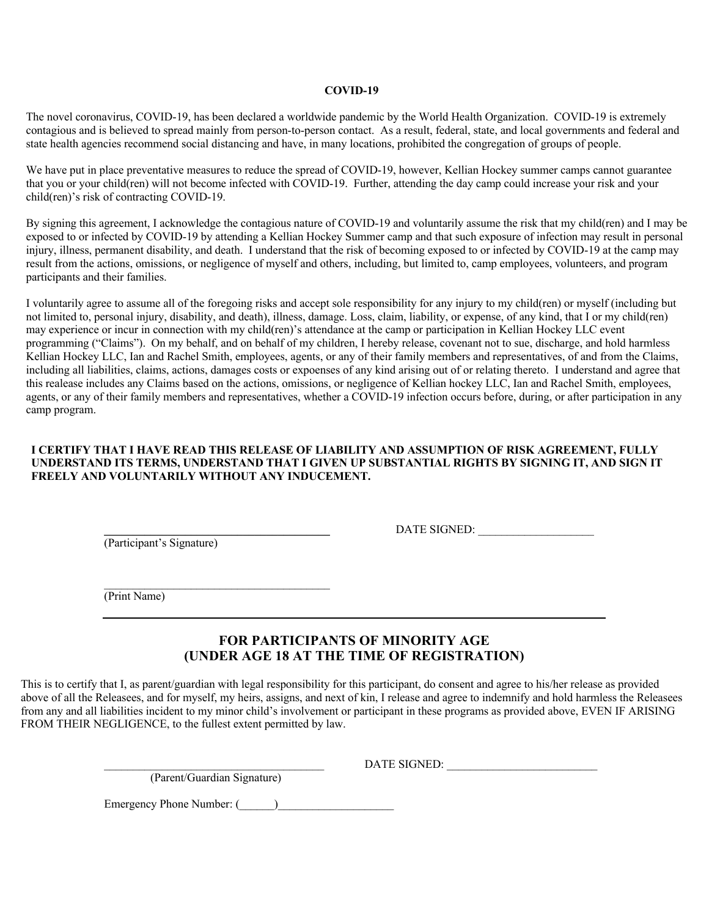**COVID-19**

The novel coronavirus, COVID-19, has been declared a worldwide pandemic by the World Health Organization. COVID-19 is extremely contagious and is believed to spread mainly from person-to-person contact. As a result, federal, state, and local governments and federal and state health agencies recommend social distancing and have, in many locations, prohibited the congregation of groups of people.

We have put in place preventative measures to reduce the spread of COVID-19, however, Kellian Hockey summer camps cannot guarantee that you or your child(ren) will not become infected with COVID-19. Further, attending the day camp could increase your risk and your child(ren)'s risk of contracting COVID-19.

By signing this agreement, I acknowledge the contagious nature of COVID-19 and voluntarily assume the risk that my child(ren) and I may be exposed to or infected by COVID-19 by attending a Kellian Hockey Summer camp and that such exposure of infection may result in personal injury, illness, permanent disability, and death. I understand that the risk of becoming exposed to or infected by COVID-19 at the camp may result from the actions, omissions, or negligence of myself and others, including, but limited to, camp employees, volunteers, and program participants and their families.

I voluntarily agree to assume all of the foregoing risks and accept sole responsibility for any injury to my child(ren) or myself (including but not limited to, personal injury, disability, and death), illness, damage. Loss, claim, liability, or expense, of any kind, that I or my child(ren) may experience or incur in connection with my child(ren)'s attendance at the camp or participation in Kellian Hockey LLC event programming ("Claims"). On my behalf, and on behalf of my children, I hereby release, covenant not to sue, discharge, and hold harmless Kellian Hockey LLC, Ian and Rachel Smith, employees, agents, or any of their family members and representatives, of and from the Claims, including all liabilities, claims, actions, damages costs or expoenses of any kind arising out of or relating thereto. I understand and agree that this realease includes any Claims based on the actions, omissions, or negligence of Kellian hockey LLC, Ian and Rachel Smith, employees, agents, or any of their family members and representatives, whether a COVID-19 infection occurs before, during, or after participation in any camp program.

**I CERTIFY THAT I HAVE READ THIS RELEASE OF LIABILITY AND ASSUMPTION OF RISK AGREEMENT, FULLY UNDERSTAND ITS TERMS, UNDERSTAND THAT I GIVEN UP SUBSTANTIAL RIGHTS BY SIGNING IT, AND SIGN IT FREELY AND VOLUNTARILY WITHOUT ANY INDUCEMENT.**

\_\_\_\_\_\_\_\_\_\_\_\_\_\_\_\_\_\_\_\_\_\_\_\_\_\_\_\_\_\_\_\_\_\_\_\_\_\_ DATE SIGNED: \_\_\_\_\_\_\_\_\_\_\_\_\_\_\_\_\_\_\_\_
(Participant's Signature)

\_\_\_\_\_\_\_\_\_\_\_\_\_\_\_\_\_\_\_\_\_\_\_\_\_\_\_\_\_\_\_\_\_\_\_\_\_\_
(Print Name)

## FOR PARTICIPANTS OF MINORITY AGE (UNDER AGE 18 AT THE TIME OF REGISTRATION)

This is to certify that I, as parent/guardian with legal responsibility for this participant, do consent and agree to his/her release as provided above of all the Releasees, and for myself, my heirs, assigns, and next of kin, I release and agree to indemnify and hold harmless the Releasees from any and all liabilities incident to my minor child's involvement or participant in these programs as provided above, EVEN IF ARISING FROM THEIR NEGLIGENCE, to the fullest extent permitted by law.

\_\_\_\_\_\_\_\_\_\_\_\_\_\_\_\_\_\_\_\_\_\_\_\_\_\_\_\_\_\_\_\_\_\_\_\_\_\_ DATE SIGNED: \_\_\_\_\_\_\_\_\_\_\_\_\_\_\_\_\_\_\_\_\_\_\_\_\_\_
(Parent/Guardian Signature)

Emergency Phone Number: (\_\_\_\_\_\_)\_\_\_\_\_\_\_\_\_\_\_\_\_\_\_\_\_\_\_\_